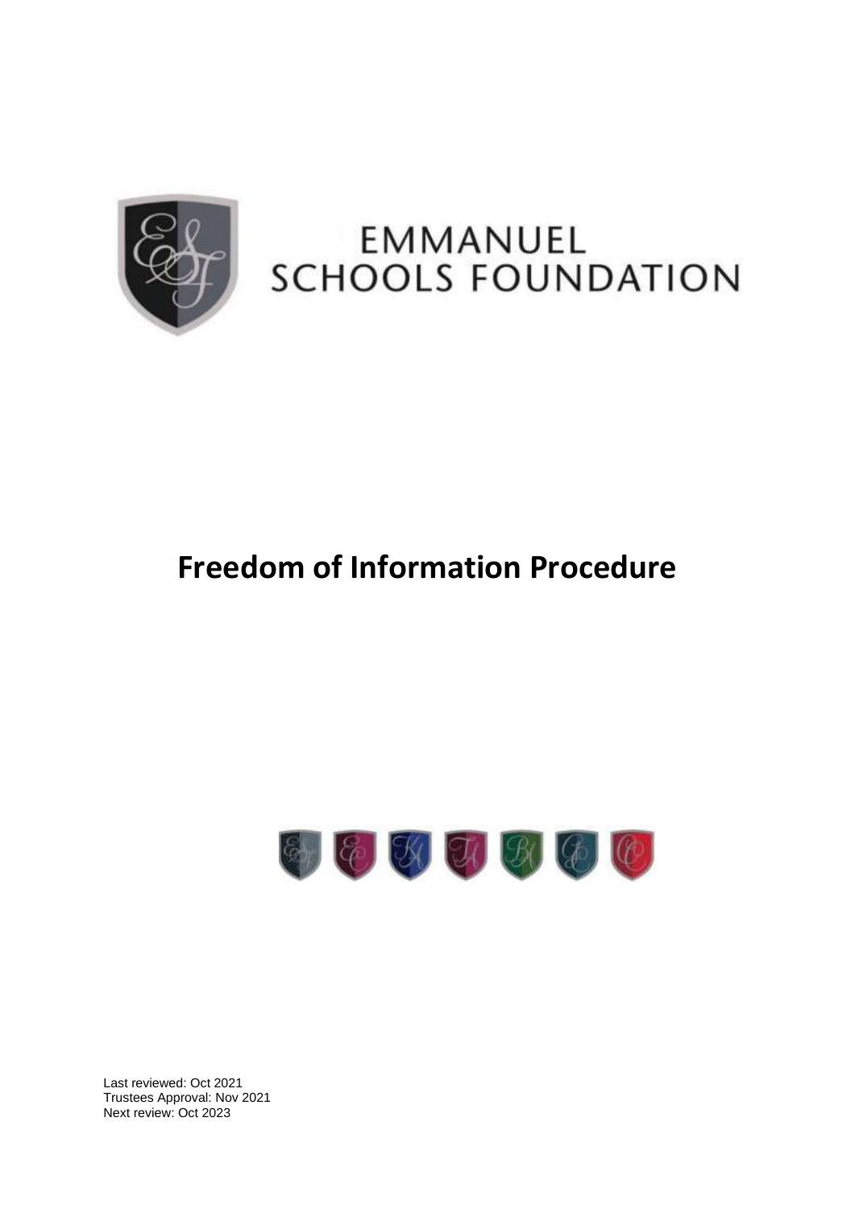EMMANUEL SCHOOLS FOUNDATION

# Freedom of Information Procedure

Last reviewed: Oct 2021
Trustees Approval: Nov 2021
Next review: Oct 2023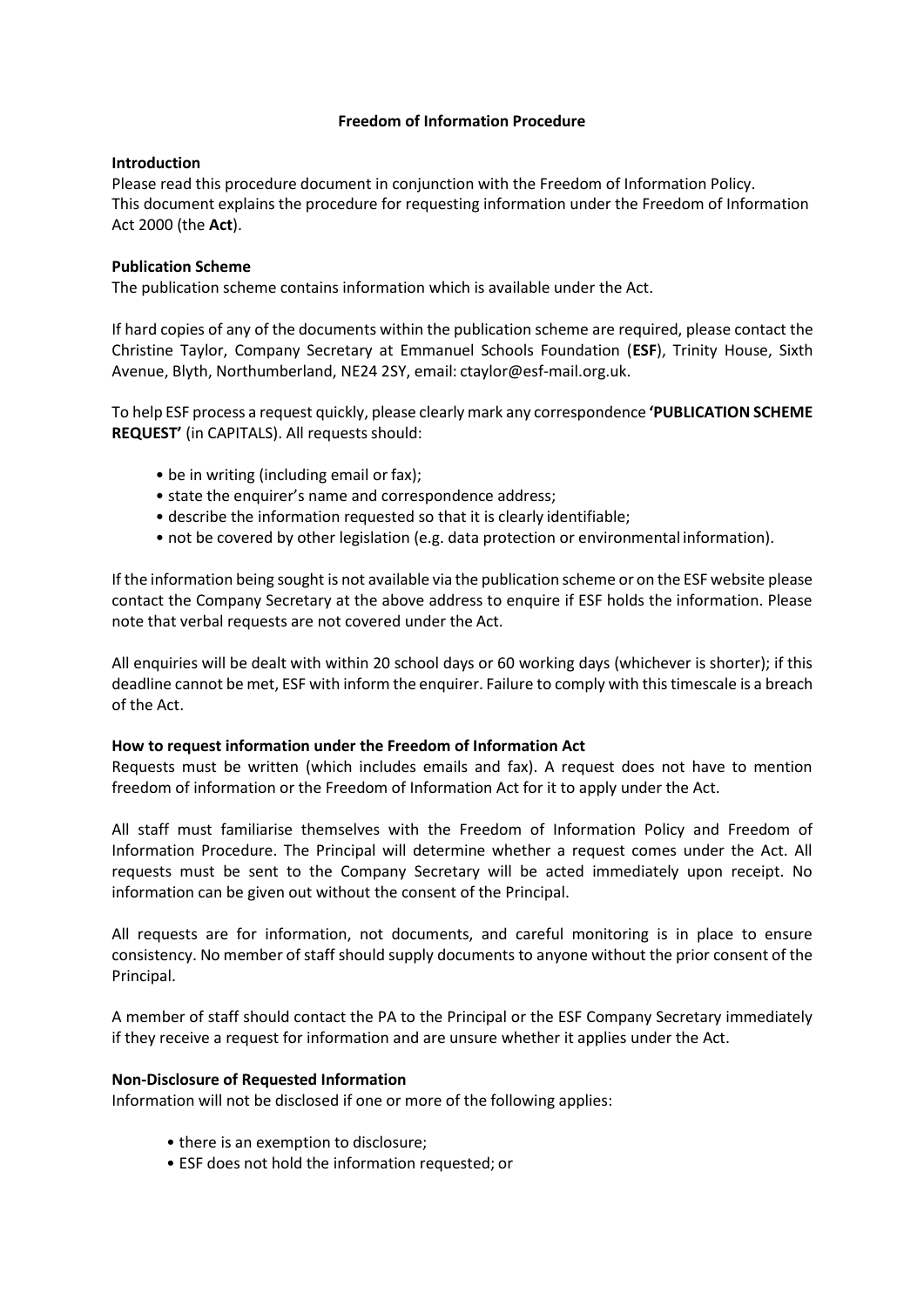**Freedom of Information Procedure**

**Introduction**

Please read this procedure document in conjunction with the Freedom of Information Policy. This document explains the procedure for requesting information under the Freedom of Information Act 2000 (the **Act**).

**Publication Scheme**

The publication scheme contains information which is available under the Act.

If hard copies of any of the documents within the publication scheme are required, please contact the Christine Taylor, Company Secretary at Emmanuel Schools Foundation (**ESF**), Trinity House, Sixth Avenue, Blyth, Northumberland, NE24 2SY, email: ctaylor@esf-mail.org.uk.

To help ESF process a request quickly, please clearly mark any correspondence **'PUBLICATION SCHEME REQUEST'** (in CAPITALS). All requests should:

- be in writing (including email or fax);
- state the enquirer's name and correspondence address;
- describe the information requested so that it is clearly identifiable;
- not be covered by other legislation (e.g. data protection or environmental information).

If the information being sought is not available via the publication scheme or on the ESF website please contact the Company Secretary at the above address to enquire if ESF holds the information. Please note that verbal requests are not covered under the Act.

All enquiries will be dealt with within 20 school days or 60 working days (whichever is shorter); if this deadline cannot be met, ESF with inform the enquirer. Failure to comply with this timescale is a breach of the Act.

**How to request information under the Freedom of Information Act**

Requests must be written (which includes emails and fax). A request does not have to mention freedom of information or the Freedom of Information Act for it to apply under the Act.

All staff must familiarise themselves with the Freedom of Information Policy and Freedom of Information Procedure. The Principal will determine whether a request comes under the Act. All requests must be sent to the Company Secretary will be acted immediately upon receipt. No information can be given out without the consent of the Principal.

All requests are for information, not documents, and careful monitoring is in place to ensure consistency. No member of staff should supply documents to anyone without the prior consent of the Principal.

A member of staff should contact the PA to the Principal or the ESF Company Secretary immediately if they receive a request for information and are unsure whether it applies under the Act.

**Non-Disclosure of Requested Information**

Information will not be disclosed if one or more of the following applies:

- there is an exemption to disclosure;
- ESF does not hold the information requested; or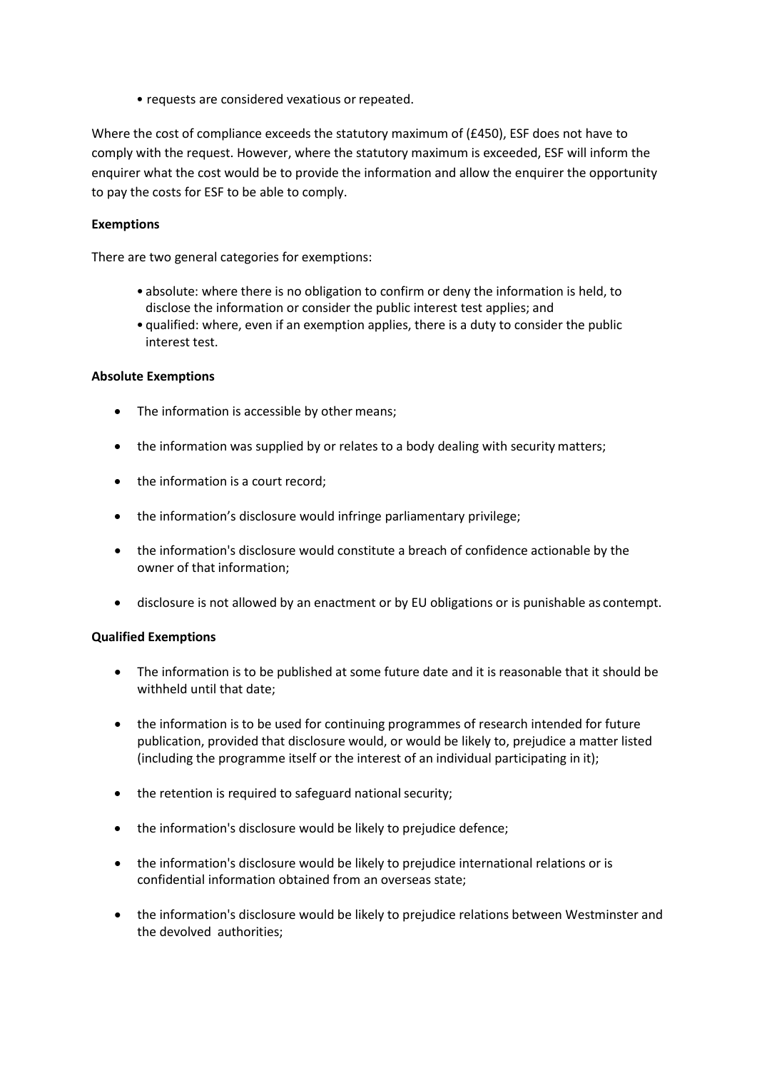- requests are considered vexatious or repeated.

Where the cost of compliance exceeds the statutory maximum of (£450), ESF does not have to comply with the request. However, where the statutory maximum is exceeded, ESF will inform the enquirer what the cost would be to provide the information and allow the enquirer the opportunity to pay the costs for ESF to be able to comply.

**Exemptions**

There are two general categories for exemptions:

- absolute: where there is no obligation to confirm or deny the information is held, to disclose the information or consider the public interest test applies; and
- qualified: where, even if an exemption applies, there is a duty to consider the public interest test.

**Absolute Exemptions**

- The information is accessible by other means;
- the information was supplied by or relates to a body dealing with security matters;
- the information is a court record;
- the information's disclosure would infringe parliamentary privilege;
- the information's disclosure would constitute a breach of confidence actionable by the owner of that information;
- disclosure is not allowed by an enactment or by EU obligations or is punishable as contempt.

**Qualified Exemptions**

- The information is to be published at some future date and it is reasonable that it should be withheld until that date;
- the information is to be used for continuing programmes of research intended for future publication, provided that disclosure would, or would be likely to, prejudice a matter listed (including the programme itself or the interest of an individual participating in it);
- the retention is required to safeguard national security;
- the information's disclosure would be likely to prejudice defence;
- the information's disclosure would be likely to prejudice international relations or is confidential information obtained from an overseas state;
- the information's disclosure would be likely to prejudice relations between Westminster and the devolved authorities;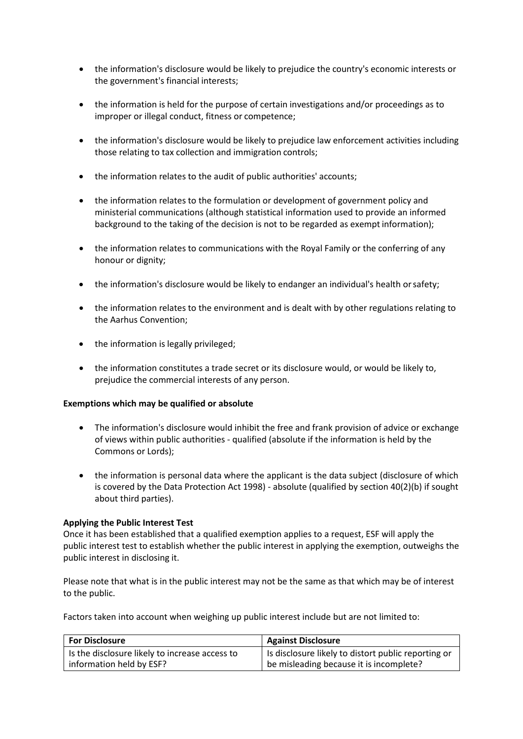- the information's disclosure would be likely to prejudice the country's economic interests or the government's financial interests;

- the information is held for the purpose of certain investigations and/or proceedings as to improper or illegal conduct, fitness or competence;

- the information's disclosure would be likely to prejudice law enforcement activities including those relating to tax collection and immigration controls;

- the information relates to the audit of public authorities' accounts;

- the information relates to the formulation or development of government policy and ministerial communications (although statistical information used to provide an informed background to the taking of the decision is not to be regarded as exempt information);

- the information relates to communications with the Royal Family or the conferring of any honour or dignity;

- the information's disclosure would be likely to endanger an individual's health or safety;

- the information relates to the environment and is dealt with by other regulations relating to the Aarhus Convention;

- the information is legally privileged;

- the information constitutes a trade secret or its disclosure would, or would be likely to, prejudice the commercial interests of any person.

**Exemptions which may be qualified or absolute**

- The information's disclosure would inhibit the free and frank provision of advice or exchange of views within public authorities - qualified (absolute if the information is held by the Commons or Lords);

- the information is personal data where the applicant is the data subject (disclosure of which is covered by the Data Protection Act 1998) - absolute (qualified by section 40(2)(b) if sought about third parties).

**Applying the Public Interest Test**

Once it has been established that a qualified exemption applies to a request, ESF will apply the public interest test to establish whether the public interest in applying the exemption, outweighs the public interest in disclosing it.

Please note that what is in the public interest may not be the same as that which may be of interest to the public.

Factors taken into account when weighing up public interest include but are not limited to:

| For Disclosure | Against Disclosure |
| --- | --- |
| Is the disclosure likely to increase access to information held by ESF? | Is disclosure likely to distort public reporting or be misleading because it is incomplete? |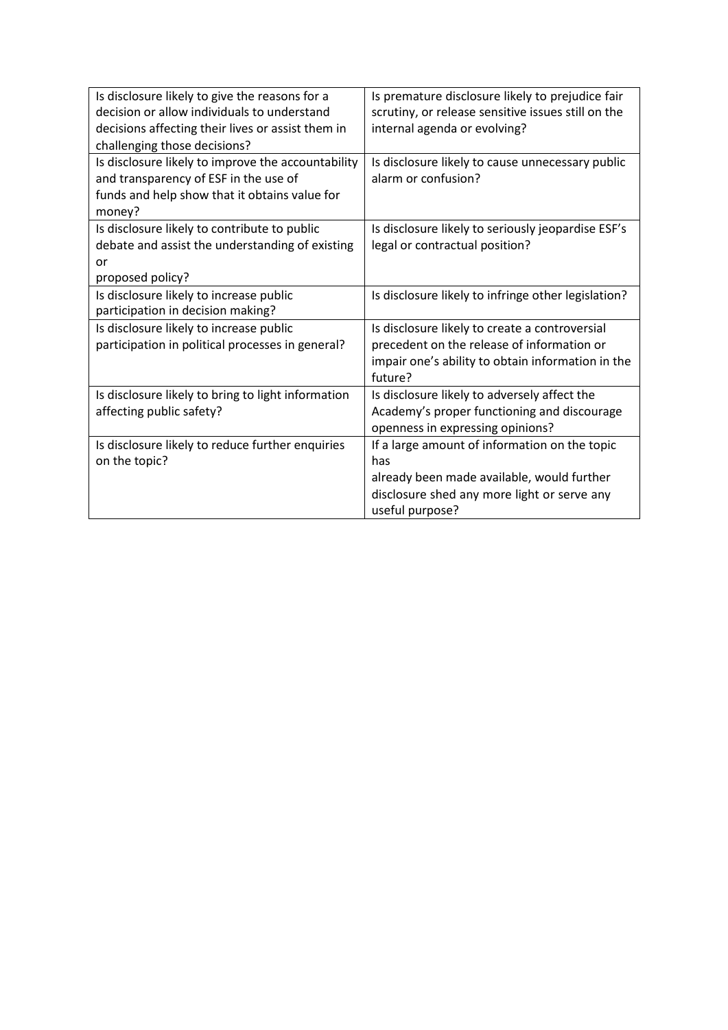| | |
|---|---|
| Is disclosure likely to give the reasons for a decision or allow individuals to understand decisions affecting their lives or assist them in challenging those decisions? | Is premature disclosure likely to prejudice fair scrutiny, or release sensitive issues still on the internal agenda or evolving? |
| Is disclosure likely to improve the accountability and transparency of ESF in the use of funds and help show that it obtains value for money? | Is disclosure likely to cause unnecessary public alarm or confusion? |
| Is disclosure likely to contribute to public debate and assist the understanding of existing or proposed policy? | Is disclosure likely to seriously jeopardise ESF's legal or contractual position? |
| Is disclosure likely to increase public participation in decision making? | Is disclosure likely to infringe other legislation? |
| Is disclosure likely to increase public participation in political processes in general? | Is disclosure likely to create a controversial precedent on the release of information or impair one's ability to obtain information in the future? |
| Is disclosure likely to bring to light information affecting public safety? | Is disclosure likely to adversely affect the Academy's proper functioning and discourage openness in expressing opinions? |
| Is disclosure likely to reduce further enquiries on the topic? | If a large amount of information on the topic has already been made available, would further disclosure shed any more light or serve any useful purpose? |